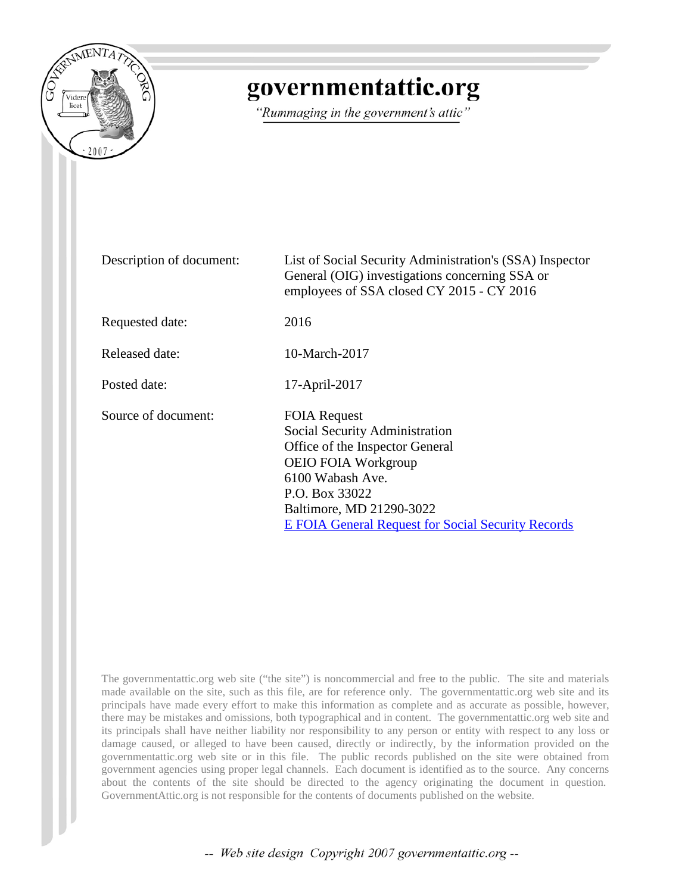# governmentattic.org

*"Rummaging in the government's attic"*

| | |
|---|---|
| Description of document: | List of Social Security Administration's (SSA) Inspector General (OIG) investigations concerning SSA or employees of SSA closed CY 2015 - CY 2016 |
| Requested date: | 2016 |
| Released date: | 10-March-2017 |
| Posted date: | 17-April-2017 |
| Source of document: | FOIA Request<br>Social Security Administration<br>Office of the Inspector General<br>OEIO FOIA Workgroup<br>6100 Wabash Ave.<br>P.O. Box 33022<br>Baltimore, MD 21290-3022<br>[E FOIA General Request for Social Security Records](#) |

The governmentattic.org web site ("the site") is noncommercial and free to the public. The site and materials made available on the site, such as this file, are for reference only. The governmentattic.org web site and its principals have made every effort to make this information as complete and as accurate as possible, however, there may be mistakes and omissions, both typographical and in content. The governmentattic.org web site and its principals shall have neither liability nor responsibility to any person or entity with respect to any loss or damage caused, or alleged to have been caused, directly or indirectly, by the information provided on the governmentattic.org web site or in this file. The public records published on the site were obtained from government agencies using proper legal channels. Each document is identified as to the source. Any concerns about the contents of the site should be directed to the agency originating the document in question. GovernmentAttic.org is not responsible for the contents of documents published on the website.

*-- Web site design Copyright 2007 governmentattic.org --*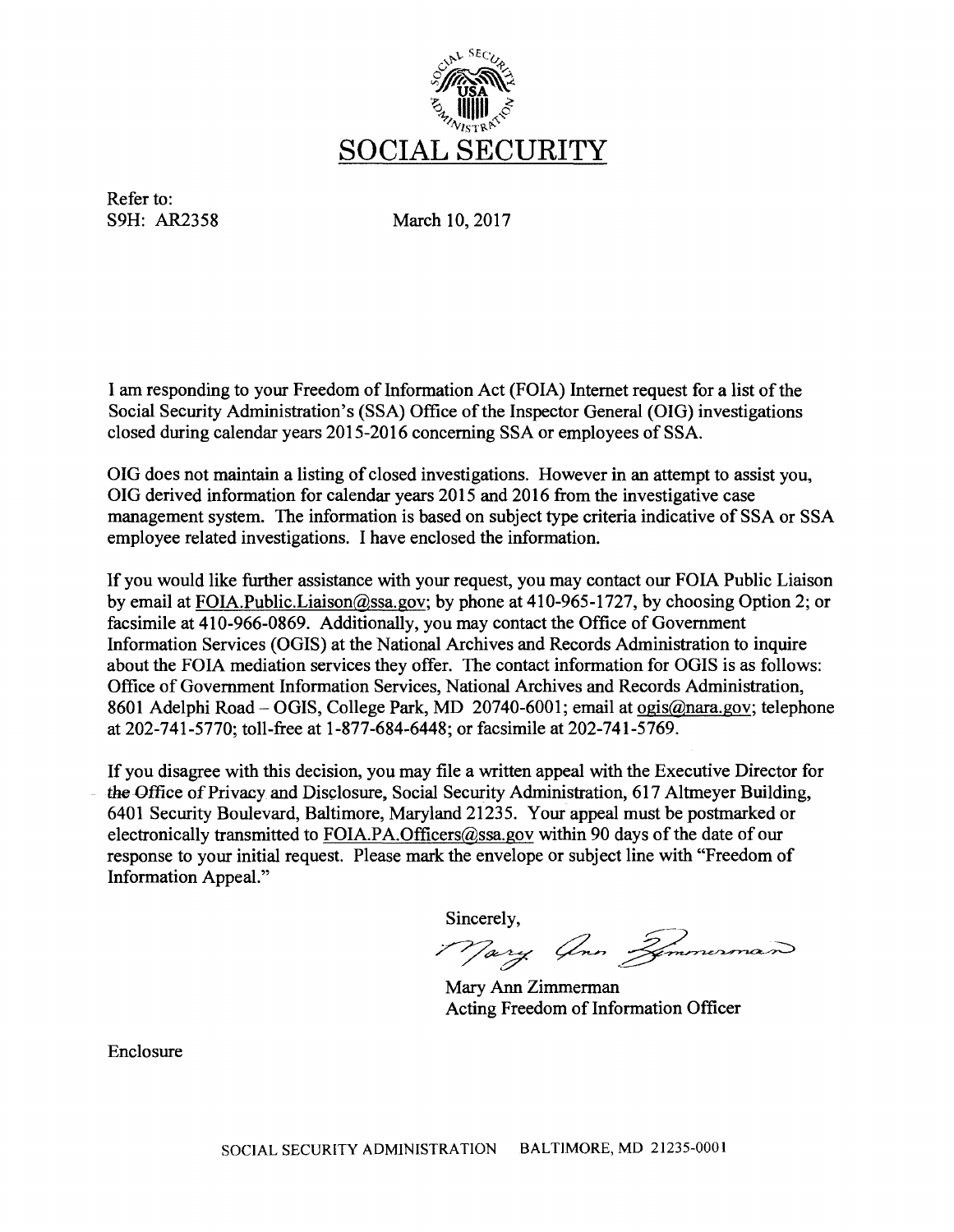# SOCIAL SECURITY

Refer to:
S9H: AR2358

March 10, 2017

I am responding to your Freedom of Information Act (FOIA) Internet request for a list of the Social Security Administration's (SSA) Office of the Inspector General (OIG) investigations closed during calendar years 2015-2016 concerning SSA or employees of SSA.

OIG does not maintain a listing of closed investigations. However in an attempt to assist you, OIG derived information for calendar years 2015 and 2016 from the investigative case management system. The information is based on subject type criteria indicative of SSA or SSA employee related investigations. I have enclosed the information.

If you would like further assistance with your request, you may contact our FOIA Public Liaison by email at FOIA.Public.Liaison@ssa.gov; by phone at 410-965-1727, by choosing Option 2; or facsimile at 410-966-0869. Additionally, you may contact the Office of Government Information Services (OGIS) at the National Archives and Records Administration to inquire about the FOIA mediation services they offer. The contact information for OGIS is as follows: Office of Government Information Services, National Archives and Records Administration, 8601 Adelphi Road – OGIS, College Park, MD 20740-6001; email at ogis@nara.gov; telephone at 202-741-5770; toll-free at 1-877-684-6448; or facsimile at 202-741-5769.

If you disagree with this decision, you may file a written appeal with the Executive Director for the Office of Privacy and Disclosure, Social Security Administration, 617 Altmeyer Building, 6401 Security Boulevard, Baltimore, Maryland 21235. Your appeal must be postmarked or electronically transmitted to FOIA.PA.Officers@ssa.gov within 90 days of the date of our response to your initial request. Please mark the envelope or subject line with "Freedom of Information Appeal."

Sincerely,

Mary Ann Zimmerman

Mary Ann Zimmerman
Acting Freedom of Information Officer

Enclosure

SOCIAL SECURITY ADMINISTRATION BALTIMORE, MD 21235-0001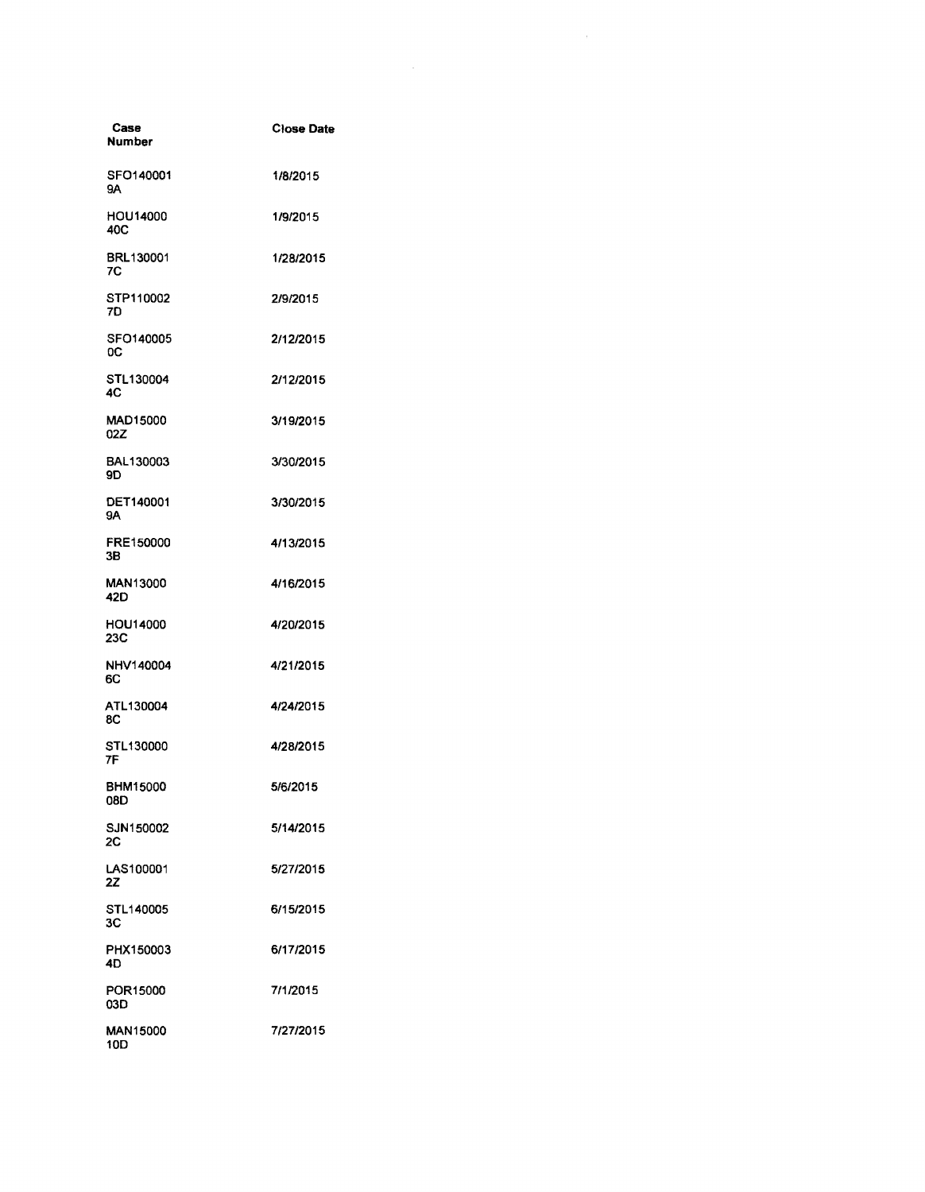| Case Number | Close Date |
|---|---|
| SFO1400019A | 1/8/2015 |
| HOU1400040C | 1/9/2015 |
| BRL1300017C | 1/28/2015 |
| STP1100027D | 2/9/2015 |
| SFO1400050C | 2/12/2015 |
| STL1300044C | 2/12/2015 |
| MAD1500002Z | 3/19/2015 |
| BAL1300039D | 3/30/2015 |
| DET1400019A | 3/30/2015 |
| FRE1500003B | 4/13/2015 |
| MAN1300042D | 4/16/2015 |
| HOU1400023C | 4/20/2015 |
| NHV1400046C | 4/21/2015 |
| ATL1300048C | 4/24/2015 |
| STL1300007F | 4/28/2015 |
| BHM1500008D | 5/6/2015 |
| SJN1500022C | 5/14/2015 |
| LAS1000012Z | 5/27/2015 |
| STL1400053C | 6/15/2015 |
| PHX1500034D | 6/17/2015 |
| POR1500003D | 7/1/2015 |
| MAN1500010D | 7/27/2015 |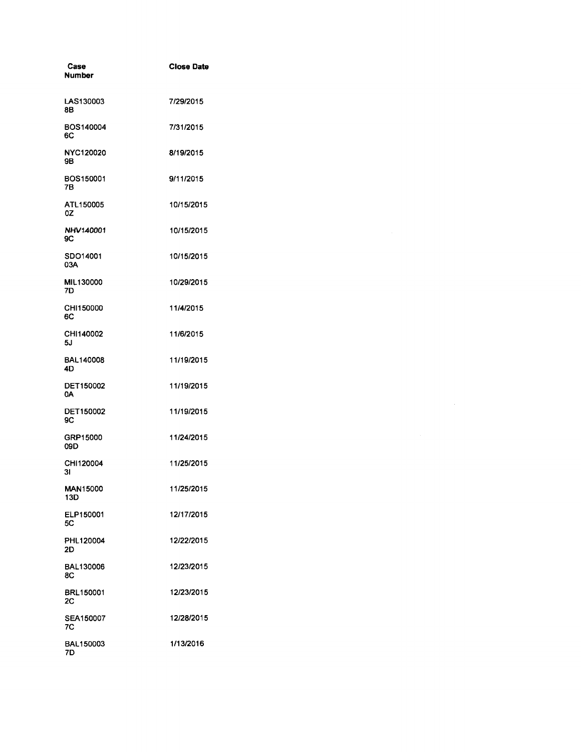| Case Number | Close Date |
|---|---|
| LAS1300038B | 7/29/2015 |
| BOS1400046C | 7/31/2015 |
| NYC1200209B | 8/19/2015 |
| BOS1500017B | 9/11/2015 |
| ATL1500050Z | 10/15/2015 |
| NHV1400019C | 10/15/2015 |
| SDO1400103A | 10/15/2015 |
| MIL1300007D | 10/29/2015 |
| CHI1500006C | 11/4/2015 |
| CHI1400025J | 11/6/2015 |
| BAL1400084D | 11/19/2015 |
| DET1500020A | 11/19/2015 |
| DET1500029C | 11/19/2015 |
| GRP1500009D | 11/24/2015 |
| CHI1200043I | 11/25/2015 |
| MAN1500013D | 11/25/2015 |
| ELP1500015C | 12/17/2015 |
| PHL1200042D | 12/22/2015 |
| BAL1300068C | 12/23/2015 |
| BRL1500012C | 12/23/2015 |
| SEA1500077C | 12/28/2015 |
| BAL1500037D | 1/13/2016 |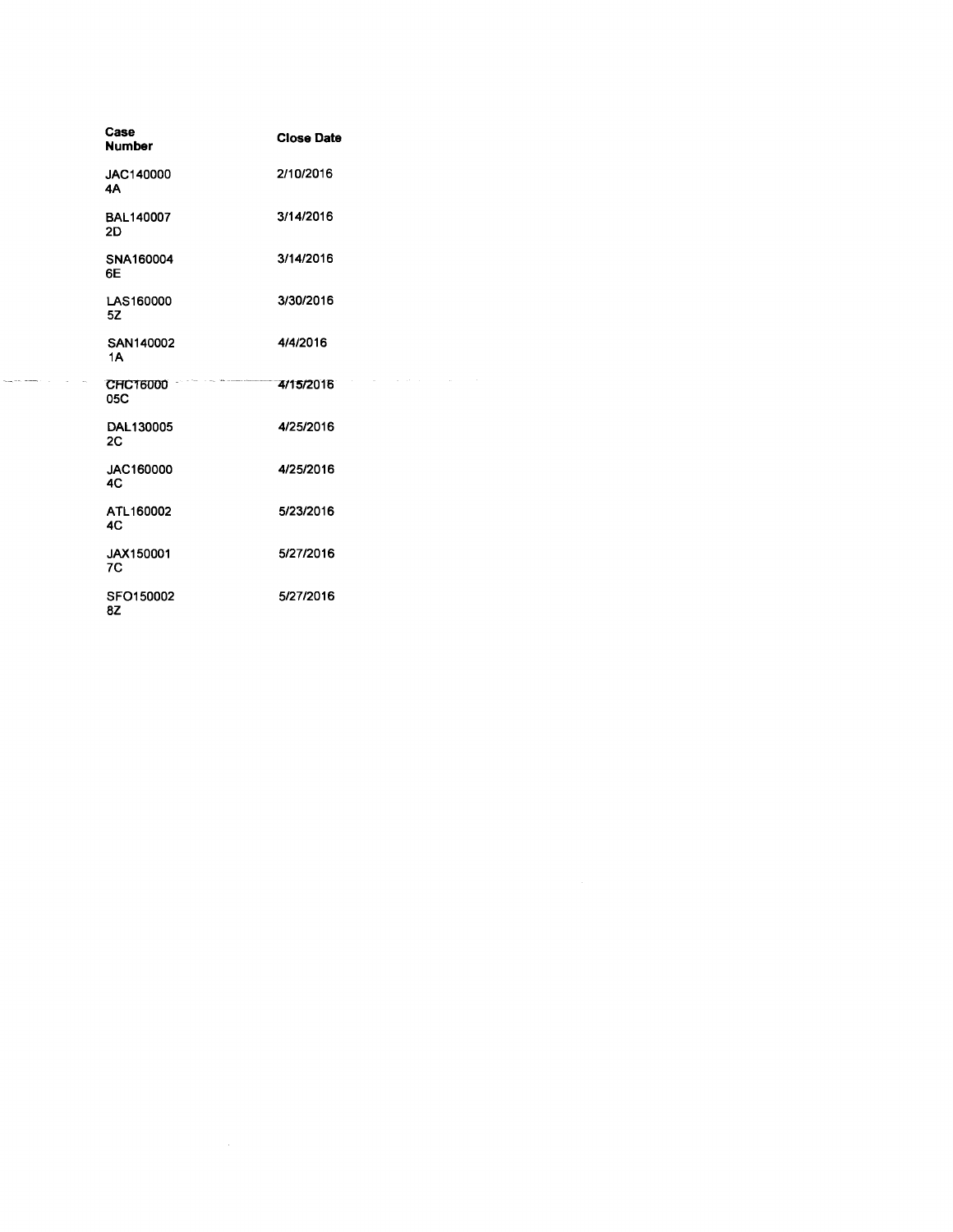| Case Number | Close Date |
|---|---|
| JAC1400004A | 2/10/2016 |
| BAL1400072D | 3/14/2016 |
| SNA1600046E | 3/14/2016 |
| LAS1600005Z | 3/30/2016 |
| SAN1400021A | 4/4/2016 |
| CHC1600005C | 4/15/2016 |
| DAL1300052C | 4/25/2016 |
| JAC1600004C | 4/25/2016 |
| ATL1600024C | 5/23/2016 |
| JAX1500017C | 5/27/2016 |
| SFO1500028Z | 5/27/2016 |